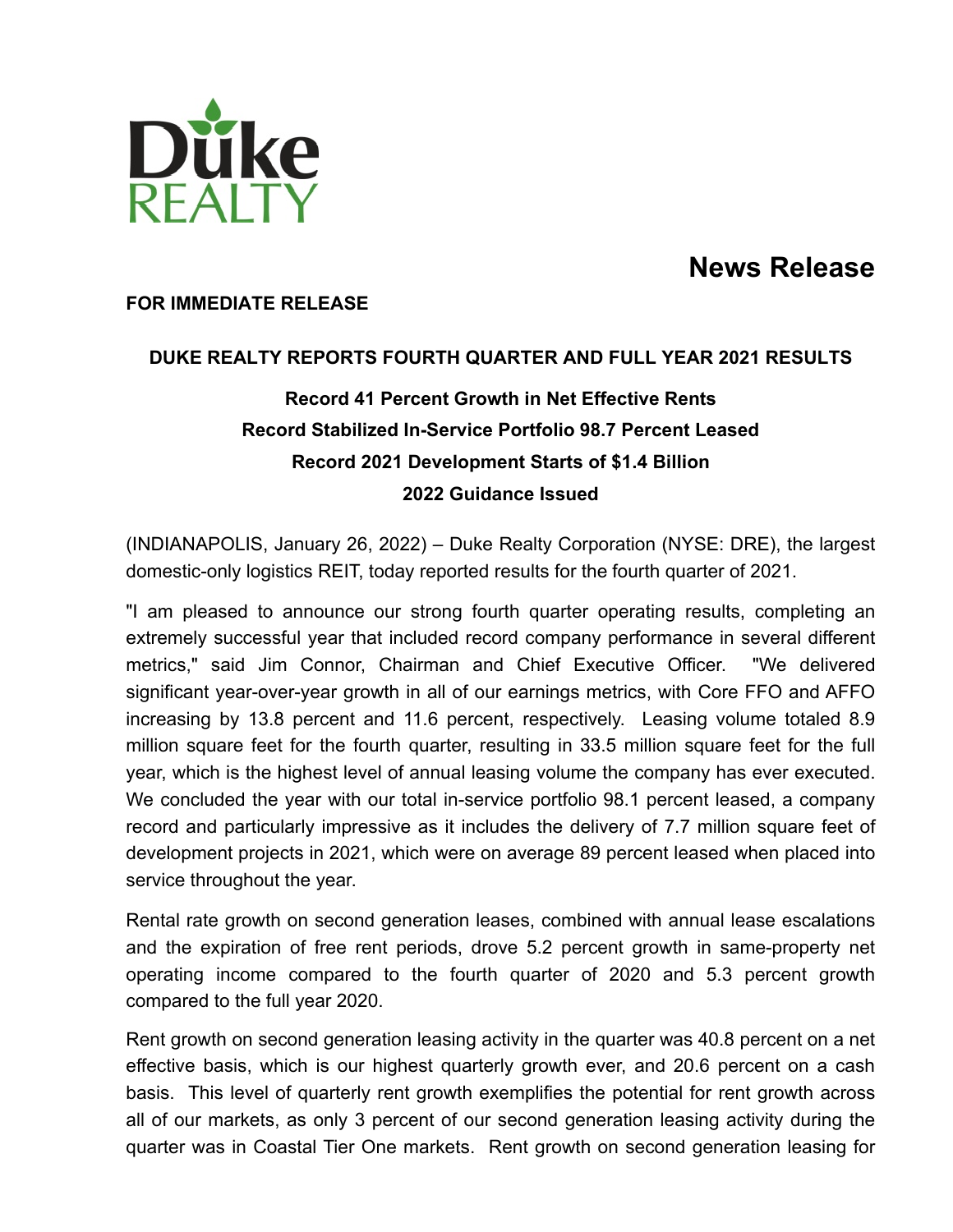Duke REALTY

# News Release

**FOR IMMEDIATE RELEASE**

## DUKE REALTY REPORTS FOURTH QUARTER AND FULL YEAR 2021 RESULTS

**Record 41 Percent Growth in Net Effective Rents**

**Record Stabilized In-Service Portfolio 98.7 Percent Leased**

**Record 2021 Development Starts of $1.4 Billion**

**2022 Guidance Issued**

(INDIANAPOLIS, January 26, 2022) – Duke Realty Corporation (NYSE: DRE), the largest domestic-only logistics REIT, today reported results for the fourth quarter of 2021.

"I am pleased to announce our strong fourth quarter operating results, completing an extremely successful year that included record company performance in several different metrics," said Jim Connor, Chairman and Chief Executive Officer. "We delivered significant year-over-year growth in all of our earnings metrics, with Core FFO and AFFO increasing by 13.8 percent and 11.6 percent, respectively. Leasing volume totaled 8.9 million square feet for the fourth quarter, resulting in 33.5 million square feet for the full year, which is the highest level of annual leasing volume the company has ever executed. We concluded the year with our total in-service portfolio 98.1 percent leased, a company record and particularly impressive as it includes the delivery of 7.7 million square feet of development projects in 2021, which were on average 89 percent leased when placed into service throughout the year.

Rental rate growth on second generation leases, combined with annual lease escalations and the expiration of free rent periods, drove 5.2 percent growth in same-property net operating income compared to the fourth quarter of 2020 and 5.3 percent growth compared to the full year 2020.

Rent growth on second generation leasing activity in the quarter was 40.8 percent on a net effective basis, which is our highest quarterly growth ever, and 20.6 percent on a cash basis. This level of quarterly rent growth exemplifies the potential for rent growth across all of our markets, as only 3 percent of our second generation leasing activity during the quarter was in Coastal Tier One markets. Rent growth on second generation leasing for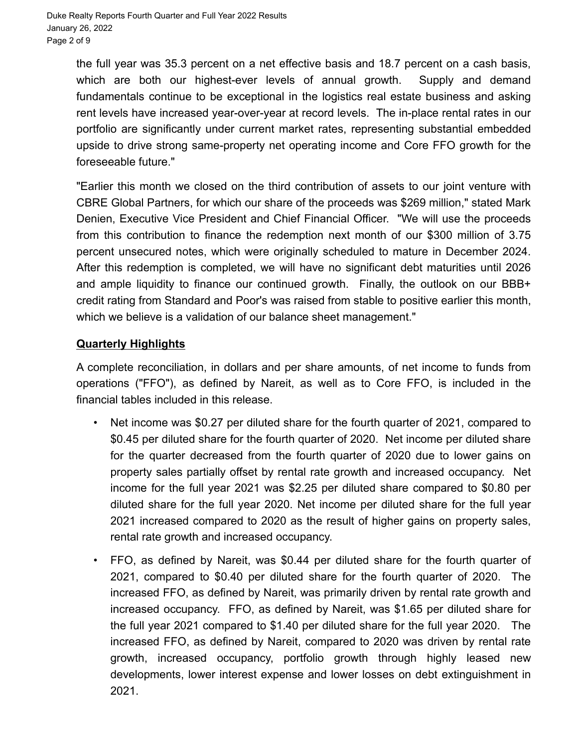the full year was 35.3 percent on a net effective basis and 18.7 percent on a cash basis, which are both our highest-ever levels of annual growth. Supply and demand fundamentals continue to be exceptional in the logistics real estate business and asking rent levels have increased year-over-year at record levels. The in-place rental rates in our portfolio are significantly under current market rates, representing substantial embedded upside to drive strong same-property net operating income and Core FFO growth for the foreseeable future."

"Earlier this month we closed on the third contribution of assets to our joint venture with CBRE Global Partners, for which our share of the proceeds was $269 million," stated Mark Denien, Executive Vice President and Chief Financial Officer. "We will use the proceeds from this contribution to finance the redemption next month of our $300 million of 3.75 percent unsecured notes, which were originally scheduled to mature in December 2024. After this redemption is completed, we will have no significant debt maturities until 2026 and ample liquidity to finance our continued growth. Finally, the outlook on our BBB+ credit rating from Standard and Poor's was raised from stable to positive earlier this month, which we believe is a validation of our balance sheet management."

## Quarterly Highlights

A complete reconciliation, in dollars and per share amounts, of net income to funds from operations ("FFO"), as defined by Nareit, as well as to Core FFO, is included in the financial tables included in this release.

- Net income was $0.27 per diluted share for the fourth quarter of 2021, compared to $0.45 per diluted share for the fourth quarter of 2020. Net income per diluted share for the quarter decreased from the fourth quarter of 2020 due to lower gains on property sales partially offset by rental rate growth and increased occupancy. Net income for the full year 2021 was $2.25 per diluted share compared to $0.80 per diluted share for the full year 2020. Net income per diluted share for the full year 2021 increased compared to 2020 as the result of higher gains on property sales, rental rate growth and increased occupancy.
- FFO, as defined by Nareit, was $0.44 per diluted share for the fourth quarter of 2021, compared to $0.40 per diluted share for the fourth quarter of 2020. The increased FFO, as defined by Nareit, was primarily driven by rental rate growth and increased occupancy. FFO, as defined by Nareit, was $1.65 per diluted share for the full year 2021 compared to $1.40 per diluted share for the full year 2020. The increased FFO, as defined by Nareit, compared to 2020 was driven by rental rate growth, increased occupancy, portfolio growth through highly leased new developments, lower interest expense and lower losses on debt extinguishment in 2021.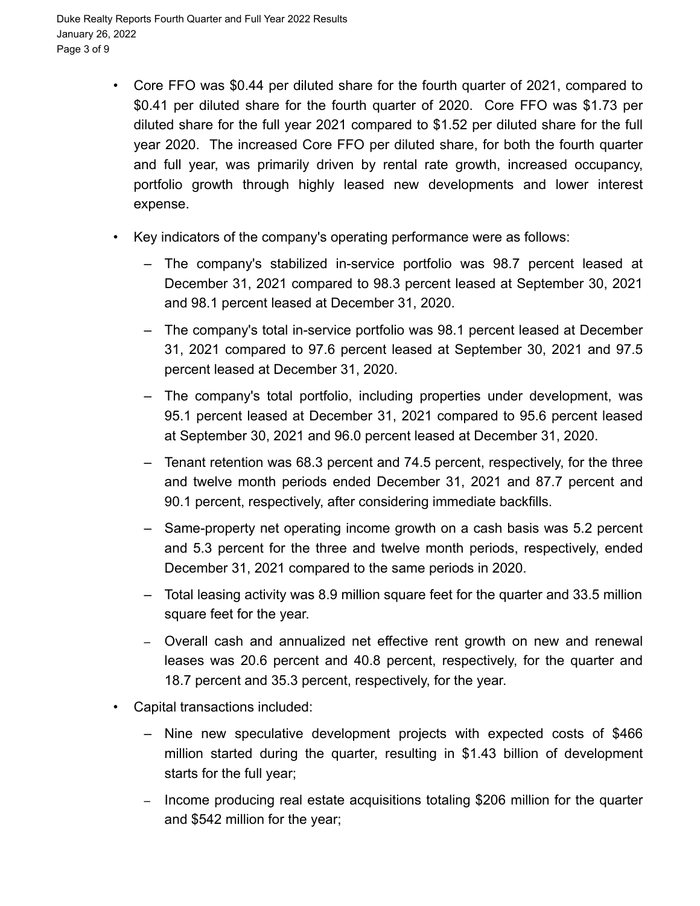- Core FFO was $0.44 per diluted share for the fourth quarter of 2021, compared to $0.41 per diluted share for the fourth quarter of 2020. Core FFO was $1.73 per diluted share for the full year 2021 compared to $1.52 per diluted share for the full year 2020. The increased Core FFO per diluted share, for both the fourth quarter and full year, was primarily driven by rental rate growth, increased occupancy, portfolio growth through highly leased new developments and lower interest expense.

- Key indicators of the company's operating performance were as follows:
  - The company's stabilized in-service portfolio was 98.7 percent leased at December 31, 2021 compared to 98.3 percent leased at September 30, 2021 and 98.1 percent leased at December 31, 2020.
  - The company's total in-service portfolio was 98.1 percent leased at December 31, 2021 compared to 97.6 percent leased at September 30, 2021 and 97.5 percent leased at December 31, 2020.
  - The company's total portfolio, including properties under development, was 95.1 percent leased at December 31, 2021 compared to 95.6 percent leased at September 30, 2021 and 96.0 percent leased at December 31, 2020.
  - Tenant retention was 68.3 percent and 74.5 percent, respectively, for the three and twelve month periods ended December 31, 2021 and 87.7 percent and 90.1 percent, respectively, after considering immediate backfills.
  - Same-property net operating income growth on a cash basis was 5.2 percent and 5.3 percent for the three and twelve month periods, respectively, ended December 31, 2021 compared to the same periods in 2020.
  - Total leasing activity was 8.9 million square feet for the quarter and 33.5 million square feet for the year.
  - Overall cash and annualized net effective rent growth on new and renewal leases was 20.6 percent and 40.8 percent, respectively, for the quarter and 18.7 percent and 35.3 percent, respectively, for the year.

- Capital transactions included:
  - Nine new speculative development projects with expected costs of $466 million started during the quarter, resulting in $1.43 billion of development starts for the full year;
  - Income producing real estate acquisitions totaling $206 million for the quarter and $542 million for the year;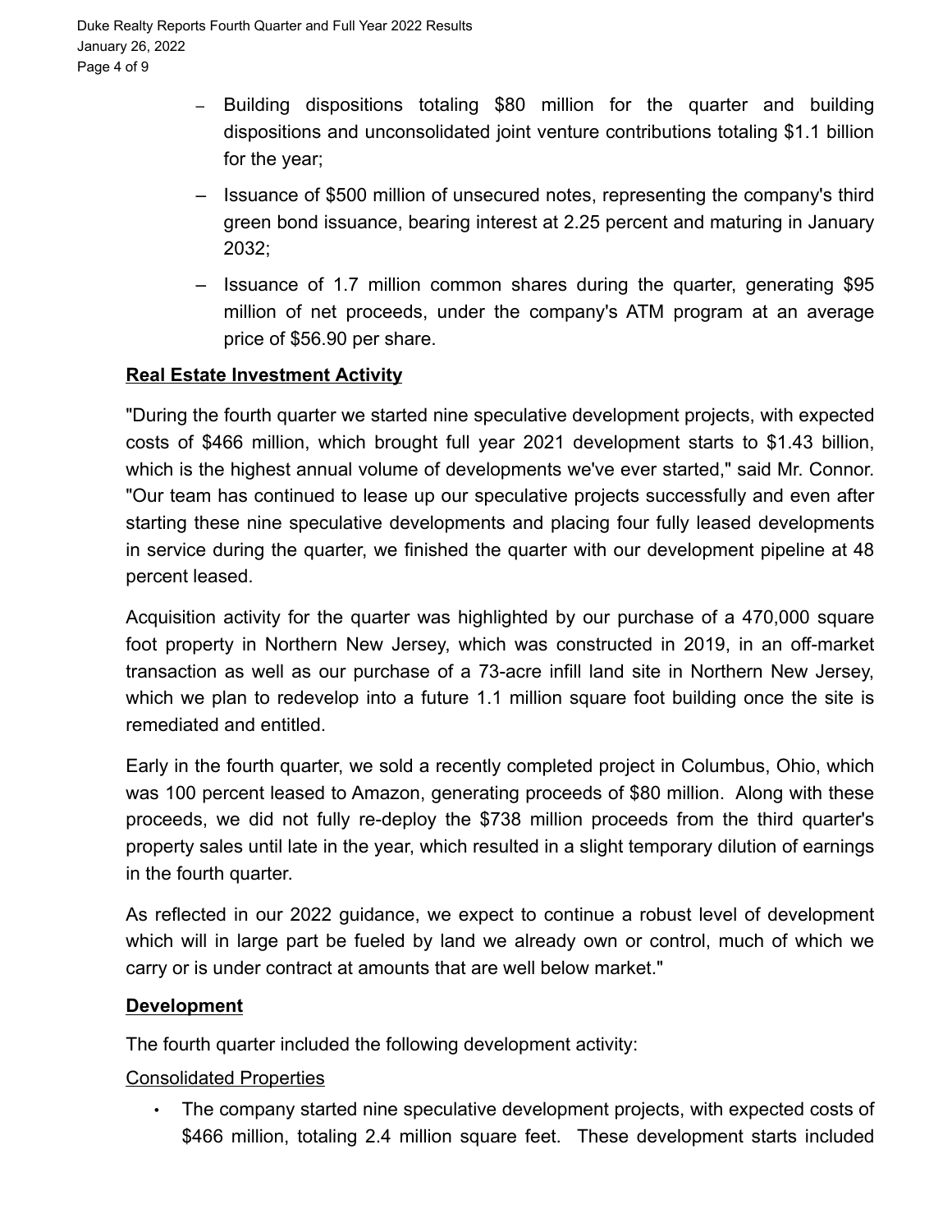- Building dispositions totaling $80 million for the quarter and building dispositions and unconsolidated joint venture contributions totaling $1.1 billion for the year;
- Issuance of $500 million of unsecured notes, representing the company's third green bond issuance, bearing interest at 2.25 percent and maturing in January 2032;
- Issuance of 1.7 million common shares during the quarter, generating $95 million of net proceeds, under the company's ATM program at an average price of $56.90 per share.

**Real Estate Investment Activity**

"During the fourth quarter we started nine speculative development projects, with expected costs of $466 million, which brought full year 2021 development starts to $1.43 billion, which is the highest annual volume of developments we've ever started," said Mr. Connor. "Our team has continued to lease up our speculative projects successfully and even after starting these nine speculative developments and placing four fully leased developments in service during the quarter, we finished the quarter with our development pipeline at 48 percent leased.

Acquisition activity for the quarter was highlighted by our purchase of a 470,000 square foot property in Northern New Jersey, which was constructed in 2019, in an off-market transaction as well as our purchase of a 73-acre infill land site in Northern New Jersey, which we plan to redevelop into a future 1.1 million square foot building once the site is remediated and entitled.

Early in the fourth quarter, we sold a recently completed project in Columbus, Ohio, which was 100 percent leased to Amazon, generating proceeds of $80 million. Along with these proceeds, we did not fully re-deploy the $738 million proceeds from the third quarter's property sales until late in the year, which resulted in a slight temporary dilution of earnings in the fourth quarter.

As reflected in our 2022 guidance, we expect to continue a robust level of development which will in large part be fueled by land we already own or control, much of which we carry or is under contract at amounts that are well below market."

**Development**

The fourth quarter included the following development activity:

Consolidated Properties

- The company started nine speculative development projects, with expected costs of $466 million, totaling 2.4 million square feet. These development starts included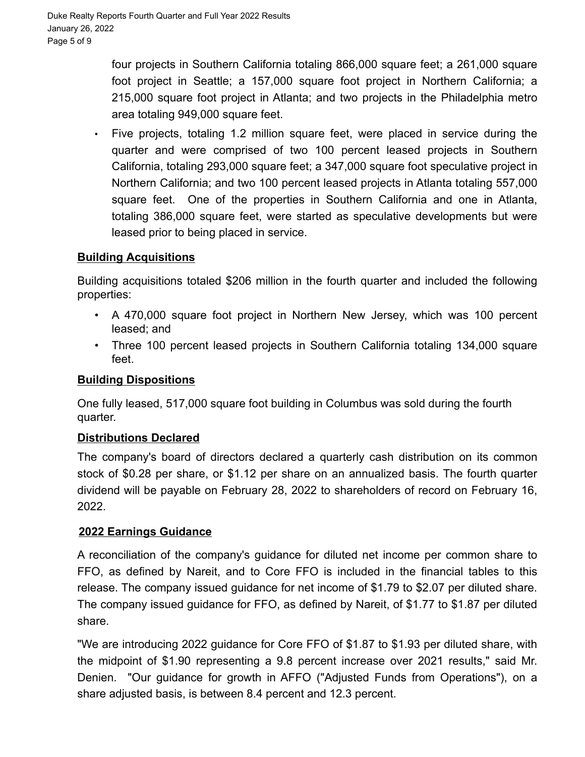four projects in Southern California totaling 866,000 square feet; a 261,000 square foot project in Seattle; a 157,000 square foot project in Northern California; a 215,000 square foot project in Atlanta; and two projects in the Philadelphia metro area totaling 949,000 square feet.

- Five projects, totaling 1.2 million square feet, were placed in service during the quarter and were comprised of two 100 percent leased projects in Southern California, totaling 293,000 square feet; a 347,000 square foot speculative project in Northern California; and two 100 percent leased projects in Atlanta totaling 557,000 square feet. One of the properties in Southern California and one in Atlanta, totaling 386,000 square feet, were started as speculative developments but were leased prior to being placed in service.

## Building Acquisitions

Building acquisitions totaled $206 million in the fourth quarter and included the following properties:

- A 470,000 square foot project in Northern New Jersey, which was 100 percent leased; and
- Three 100 percent leased projects in Southern California totaling 134,000 square feet.

## Building Dispositions

One fully leased, 517,000 square foot building in Columbus was sold during the fourth quarter.

## Distributions Declared

The company's board of directors declared a quarterly cash distribution on its common stock of $0.28 per share, or $1.12 per share on an annualized basis. The fourth quarter dividend will be payable on February 28, 2022 to shareholders of record on February 16, 2022.

## 2022 Earnings Guidance

A reconciliation of the company's guidance for diluted net income per common share to FFO, as defined by Nareit, and to Core FFO is included in the financial tables to this release. The company issued guidance for net income of $1.79 to $2.07 per diluted share. The company issued guidance for FFO, as defined by Nareit, of $1.77 to $1.87 per diluted share.

"We are introducing 2022 guidance for Core FFO of $1.87 to $1.93 per diluted share, with the midpoint of $1.90 representing a 9.8 percent increase over 2021 results," said Mr. Denien. "Our guidance for growth in AFFO ("Adjusted Funds from Operations"), on a share adjusted basis, is between 8.4 percent and 12.3 percent.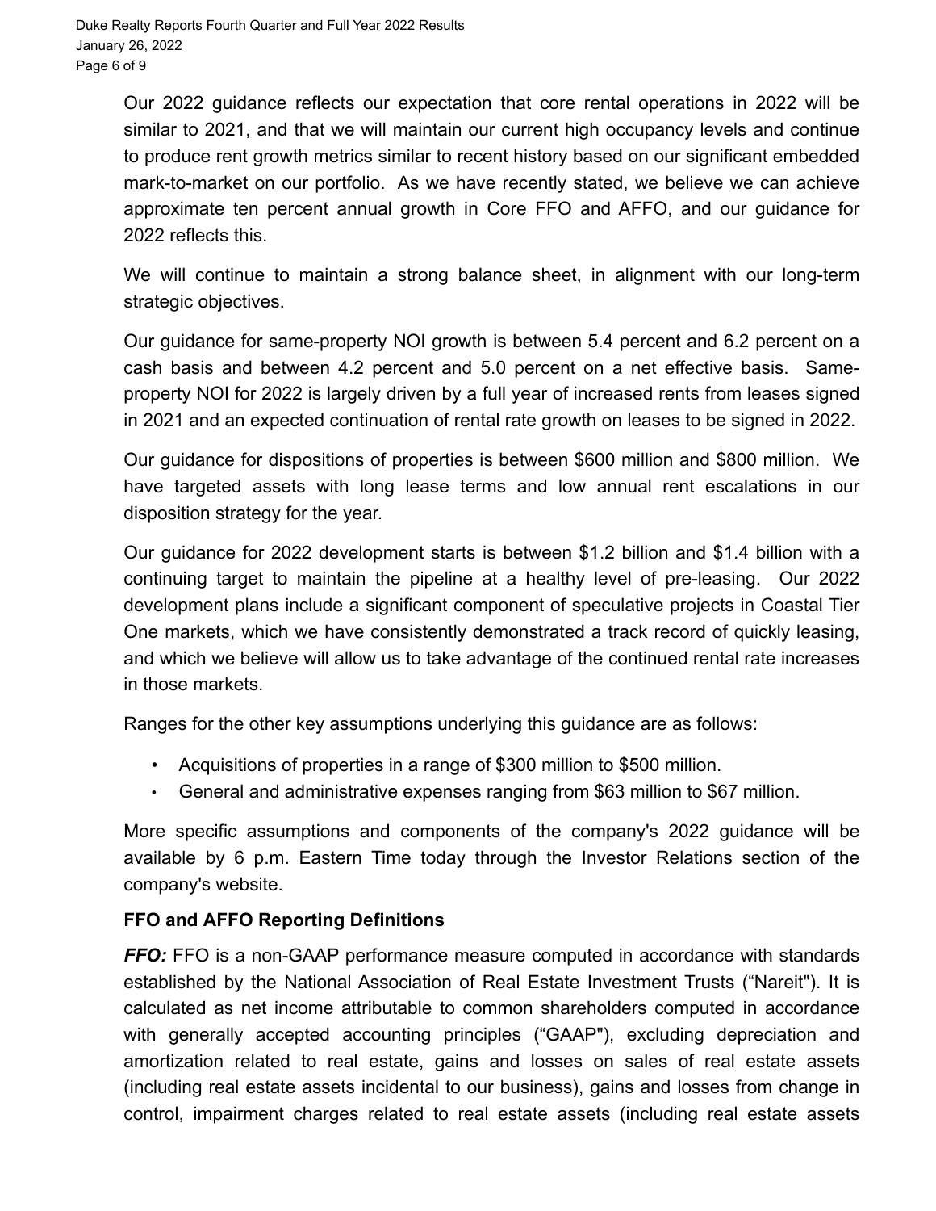Our 2022 guidance reflects our expectation that core rental operations in 2022 will be similar to 2021, and that we will maintain our current high occupancy levels and continue to produce rent growth metrics similar to recent history based on our significant embedded mark-to-market on our portfolio. As we have recently stated, we believe we can achieve approximate ten percent annual growth in Core FFO and AFFO, and our guidance for 2022 reflects this.

We will continue to maintain a strong balance sheet, in alignment with our long-term strategic objectives.

Our guidance for same-property NOI growth is between 5.4 percent and 6.2 percent on a cash basis and between 4.2 percent and 5.0 percent on a net effective basis. Same-property NOI for 2022 is largely driven by a full year of increased rents from leases signed in 2021 and an expected continuation of rental rate growth on leases to be signed in 2022.

Our guidance for dispositions of properties is between $600 million and $800 million. We have targeted assets with long lease terms and low annual rent escalations in our disposition strategy for the year.

Our guidance for 2022 development starts is between $1.2 billion and $1.4 billion with a continuing target to maintain the pipeline at a healthy level of pre-leasing. Our 2022 development plans include a significant component of speculative projects in Coastal Tier One markets, which we have consistently demonstrated a track record of quickly leasing, and which we believe will allow us to take advantage of the continued rental rate increases in those markets.

Ranges for the other key assumptions underlying this guidance are as follows:

- Acquisitions of properties in a range of $300 million to $500 million.
- General and administrative expenses ranging from $63 million to $67 million.

More specific assumptions and components of the company's 2022 guidance will be available by 6 p.m. Eastern Time today through the Investor Relations section of the company's website.

**FFO and AFFO Reporting Definitions**

***FFO:*** FFO is a non-GAAP performance measure computed in accordance with standards established by the National Association of Real Estate Investment Trusts ("Nareit"). It is calculated as net income attributable to common shareholders computed in accordance with generally accepted accounting principles ("GAAP"), excluding depreciation and amortization related to real estate, gains and losses on sales of real estate assets (including real estate assets incidental to our business), gains and losses from change in control, impairment charges related to real estate assets (including real estate assets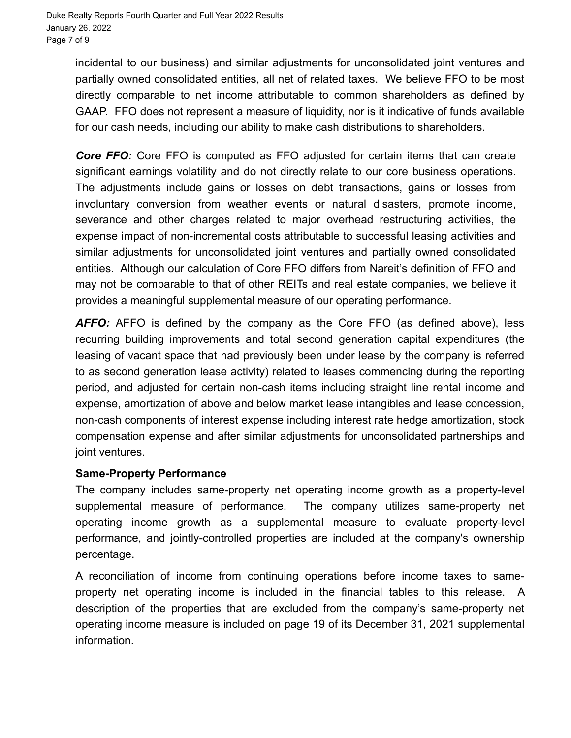incidental to our business) and similar adjustments for unconsolidated joint ventures and partially owned consolidated entities, all net of related taxes. We believe FFO to be most directly comparable to net income attributable to common shareholders as defined by GAAP. FFO does not represent a measure of liquidity, nor is it indicative of funds available for our cash needs, including our ability to make cash distributions to shareholders.

***Core FFO:*** Core FFO is computed as FFO adjusted for certain items that can create significant earnings volatility and do not directly relate to our core business operations. The adjustments include gains or losses on debt transactions, gains or losses from involuntary conversion from weather events or natural disasters, promote income, severance and other charges related to major overhead restructuring activities, the expense impact of non-incremental costs attributable to successful leasing activities and similar adjustments for unconsolidated joint ventures and partially owned consolidated entities. Although our calculation of Core FFO differs from Nareit's definition of FFO and may not be comparable to that of other REITs and real estate companies, we believe it provides a meaningful supplemental measure of our operating performance.

***AFFO:*** AFFO is defined by the company as the Core FFO (as defined above), less recurring building improvements and total second generation capital expenditures (the leasing of vacant space that had previously been under lease by the company is referred to as second generation lease activity) related to leases commencing during the reporting period, and adjusted for certain non-cash items including straight line rental income and expense, amortization of above and below market lease intangibles and lease concession, non-cash components of interest expense including interest rate hedge amortization, stock compensation expense and after similar adjustments for unconsolidated partnerships and joint ventures.

## Same-Property Performance

The company includes same-property net operating income growth as a property-level supplemental measure of performance. The company utilizes same-property net operating income growth as a supplemental measure to evaluate property-level performance, and jointly-controlled properties are included at the company's ownership percentage.

A reconciliation of income from continuing operations before income taxes to same-property net operating income is included in the financial tables to this release. A description of the properties that are excluded from the company's same-property net operating income measure is included on page 19 of its December 31, 2021 supplemental information.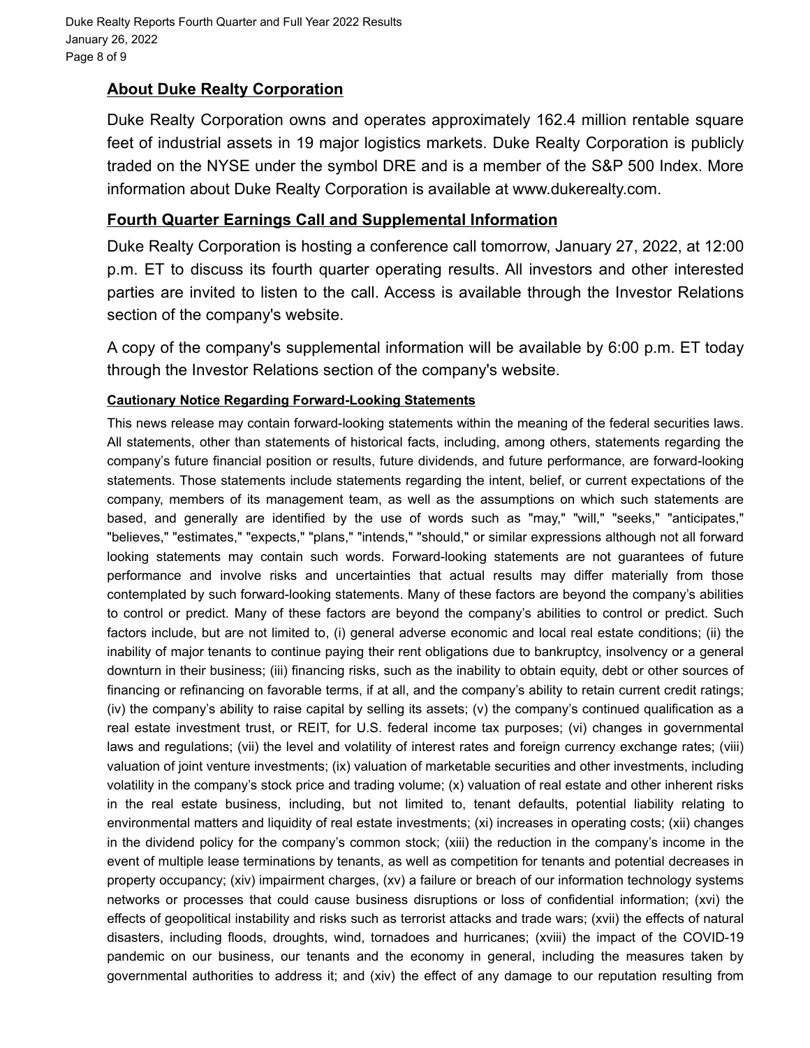## About Duke Realty Corporation

Duke Realty Corporation owns and operates approximately 162.4 million rentable square feet of industrial assets in 19 major logistics markets. Duke Realty Corporation is publicly traded on the NYSE under the symbol DRE and is a member of the S&P 500 Index. More information about Duke Realty Corporation is available at www.dukerealty.com.

## Fourth Quarter Earnings Call and Supplemental Information

Duke Realty Corporation is hosting a conference call tomorrow, January 27, 2022, at 12:00 p.m. ET to discuss its fourth quarter operating results. All investors and other interested parties are invited to listen to the call. Access is available through the Investor Relations section of the company's website.

A copy of the company's supplemental information will be available by 6:00 p.m. ET today through the Investor Relations section of the company's website.

### Cautionary Notice Regarding Forward-Looking Statements

This news release may contain forward-looking statements within the meaning of the federal securities laws. All statements, other than statements of historical facts, including, among others, statements regarding the company's future financial position or results, future dividends, and future performance, are forward-looking statements. Those statements include statements regarding the intent, belief, or current expectations of the company, members of its management team, as well as the assumptions on which such statements are based, and generally are identified by the use of words such as "may," "will," "seeks," "anticipates," "believes," "estimates," "expects," "plans," "intends," "should," or similar expressions although not all forward looking statements may contain such words. Forward-looking statements are not guarantees of future performance and involve risks and uncertainties that actual results may differ materially from those contemplated by such forward-looking statements. Many of these factors are beyond the company's abilities to control or predict. Many of these factors are beyond the company's abilities to control or predict. Such factors include, but are not limited to, (i) general adverse economic and local real estate conditions; (ii) the inability of major tenants to continue paying their rent obligations due to bankruptcy, insolvency or a general downturn in their business; (iii) financing risks, such as the inability to obtain equity, debt or other sources of financing or refinancing on favorable terms, if at all, and the company's ability to retain current credit ratings; (iv) the company's ability to raise capital by selling its assets; (v) the company's continued qualification as a real estate investment trust, or REIT, for U.S. federal income tax purposes; (vi) changes in governmental laws and regulations; (vii) the level and volatility of interest rates and foreign currency exchange rates; (viii) valuation of joint venture investments; (ix) valuation of marketable securities and other investments, including volatility in the company's stock price and trading volume; (x) valuation of real estate and other inherent risks in the real estate business, including, but not limited to, tenant defaults, potential liability relating to environmental matters and liquidity of real estate investments; (xi) increases in operating costs; (xii) changes in the dividend policy for the company's common stock; (xiii) the reduction in the company's income in the event of multiple lease terminations by tenants, as well as competition for tenants and potential decreases in property occupancy; (xiv) impairment charges, (xv) a failure or breach of our information technology systems networks or processes that could cause business disruptions or loss of confidential information; (xvi) the effects of geopolitical instability and risks such as terrorist attacks and trade wars; (xvii) the effects of natural disasters, including floods, droughts, wind, tornadoes and hurricanes; (xviii) the impact of the COVID-19 pandemic on our business, our tenants and the economy in general, including the measures taken by governmental authorities to address it; and (xiv) the effect of any damage to our reputation resulting from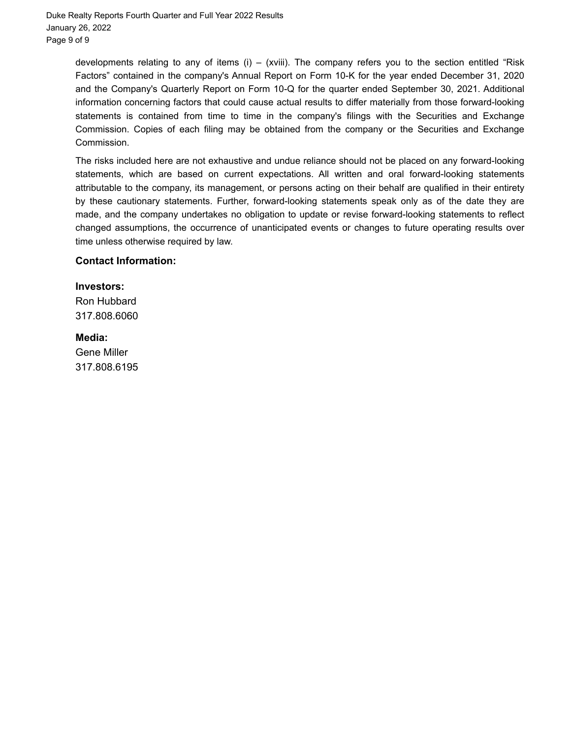developments relating to any of items (i) – (xviii). The company refers you to the section entitled "Risk Factors" contained in the company's Annual Report on Form 10-K for the year ended December 31, 2020 and the Company's Quarterly Report on Form 10-Q for the quarter ended September 30, 2021. Additional information concerning factors that could cause actual results to differ materially from those forward-looking statements is contained from time to time in the company's filings with the Securities and Exchange Commission. Copies of each filing may be obtained from the company or the Securities and Exchange Commission.

The risks included here are not exhaustive and undue reliance should not be placed on any forward-looking statements, which are based on current expectations. All written and oral forward-looking statements attributable to the company, its management, or persons acting on their behalf are qualified in their entirety by these cautionary statements. Further, forward-looking statements speak only as of the date they are made, and the company undertakes no obligation to update or revise forward-looking statements to reflect changed assumptions, the occurrence of unanticipated events or changes to future operating results over time unless otherwise required by law.

**Contact Information:**

**Investors:**
Ron Hubbard
317.808.6060

**Media:**
Gene Miller
317.808.6195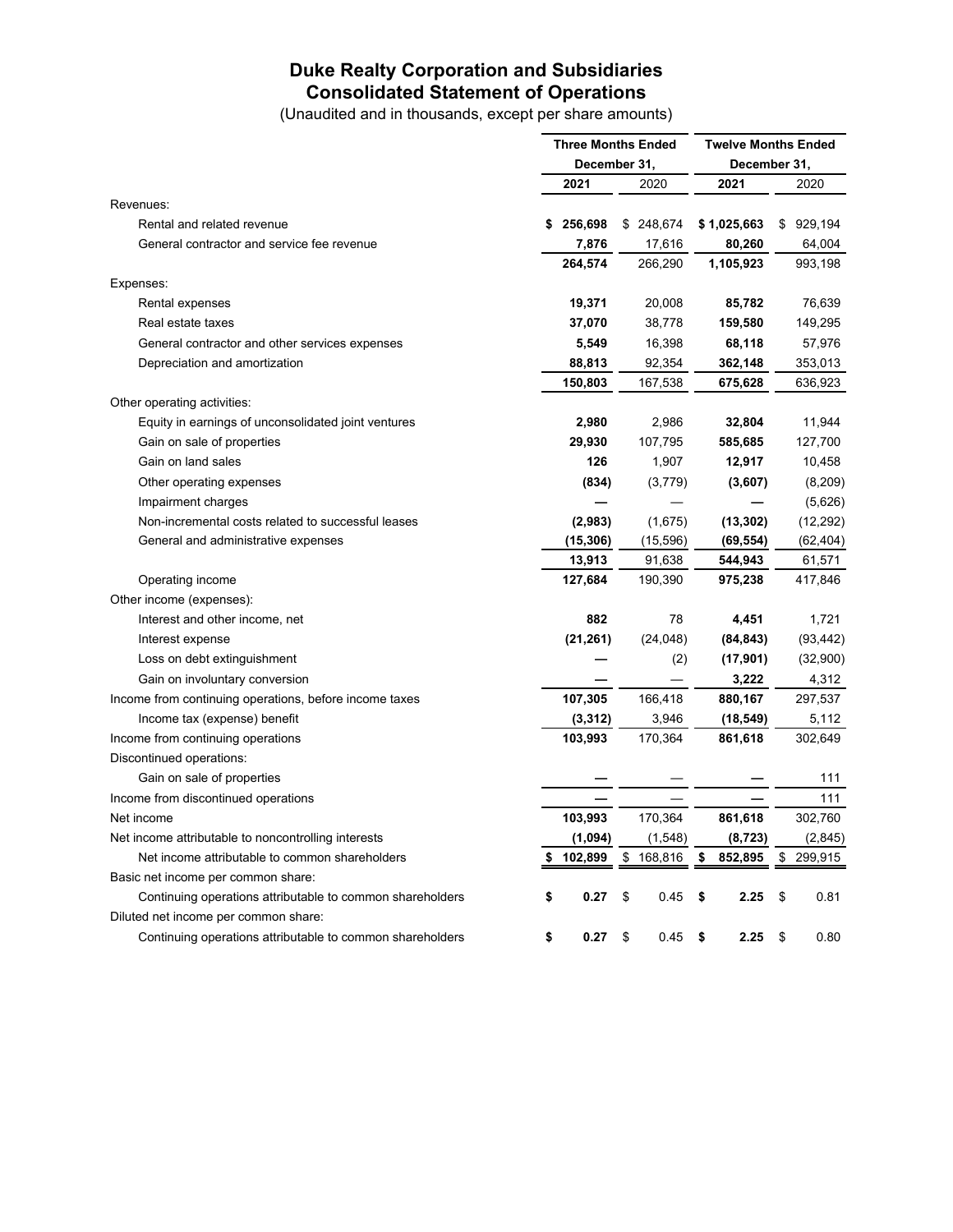# Duke Realty Corporation and Subsidiaries
## Consolidated Statement of Operations

(Unaudited and in thousands, except per share amounts)

| | Three Months Ended December 31, | | Twelve Months Ended December 31, | |
|---|---|---|---|---|
| | **2021** | 2020 | **2021** | 2020 |
| Revenues: | | | | |
| Rental and related revenue | **$ 256,698** | $ 248,674 | **$ 1,025,663** | $ 929,194 |
| General contractor and service fee revenue | **7,876** | 17,616 | **80,260** | 64,004 |
| | **264,574** | 266,290 | **1,105,923** | 993,198 |
| Expenses: | | | | |
| Rental expenses | **19,371** | 20,008 | **85,782** | 76,639 |
| Real estate taxes | **37,070** | 38,778 | **159,580** | 149,295 |
| General contractor and other services expenses | **5,549** | 16,398 | **68,118** | 57,976 |
| Depreciation and amortization | **88,813** | 92,354 | **362,148** | 353,013 |
| | **150,803** | 167,538 | **675,628** | 636,923 |
| Other operating activities: | | | | |
| Equity in earnings of unconsolidated joint ventures | **2,980** | 2,986 | **32,804** | 11,944 |
| Gain on sale of properties | **29,930** | 107,795 | **585,685** | 127,700 |
| Gain on land sales | **126** | 1,907 | **12,917** | 10,458 |
| Other operating expenses | **(834)** | (3,779) | **(3,607)** | (8,209) |
| Impairment charges | **—** | — | **—** | (5,626) |
| Non-incremental costs related to successful leases | **(2,983)** | (1,675) | **(13,302)** | (12,292) |
| General and administrative expenses | **(15,306)** | (15,596) | **(69,554)** | (62,404) |
| | **13,913** | 91,638 | **544,943** | 61,571 |
| Operating income | **127,684** | 190,390 | **975,238** | 417,846 |
| Other income (expenses): | | | | |
| Interest and other income, net | **882** | 78 | **4,451** | 1,721 |
| Interest expense | **(21,261)** | (24,048) | **(84,843)** | (93,442) |
| Loss on debt extinguishment | **—** | (2) | **(17,901)** | (32,900) |
| Gain on involuntary conversion | **—** | — | **3,222** | 4,312 |
| Income from continuing operations, before income taxes | **107,305** | 166,418 | **880,167** | 297,537 |
| Income tax (expense) benefit | **(3,312)** | 3,946 | **(18,549)** | 5,112 |
| Income from continuing operations | **103,993** | 170,364 | **861,618** | 302,649 |
| Discontinued operations: | | | | |
| Gain on sale of properties | **—** | — | **—** | 111 |
| Income from discontinued operations | **—** | — | **—** | 111 |
| Net income | **103,993** | 170,364 | **861,618** | 302,760 |
| Net income attributable to noncontrolling interests | **(1,094)** | (1,548) | **(8,723)** | (2,845) |
| Net income attributable to common shareholders | **$ 102,899** | $ 168,816 | **$ 852,895** | $ 299,915 |
| Basic net income per common share: | | | | |
| Continuing operations attributable to common shareholders | **$ 0.27** | $ 0.45 | **$ 2.25** | $ 0.81 |
| Diluted net income per common share: | | | | |
| Continuing operations attributable to common shareholders | **$ 0.27** | $ 0.45 | **$ 2.25** | $ 0.80 |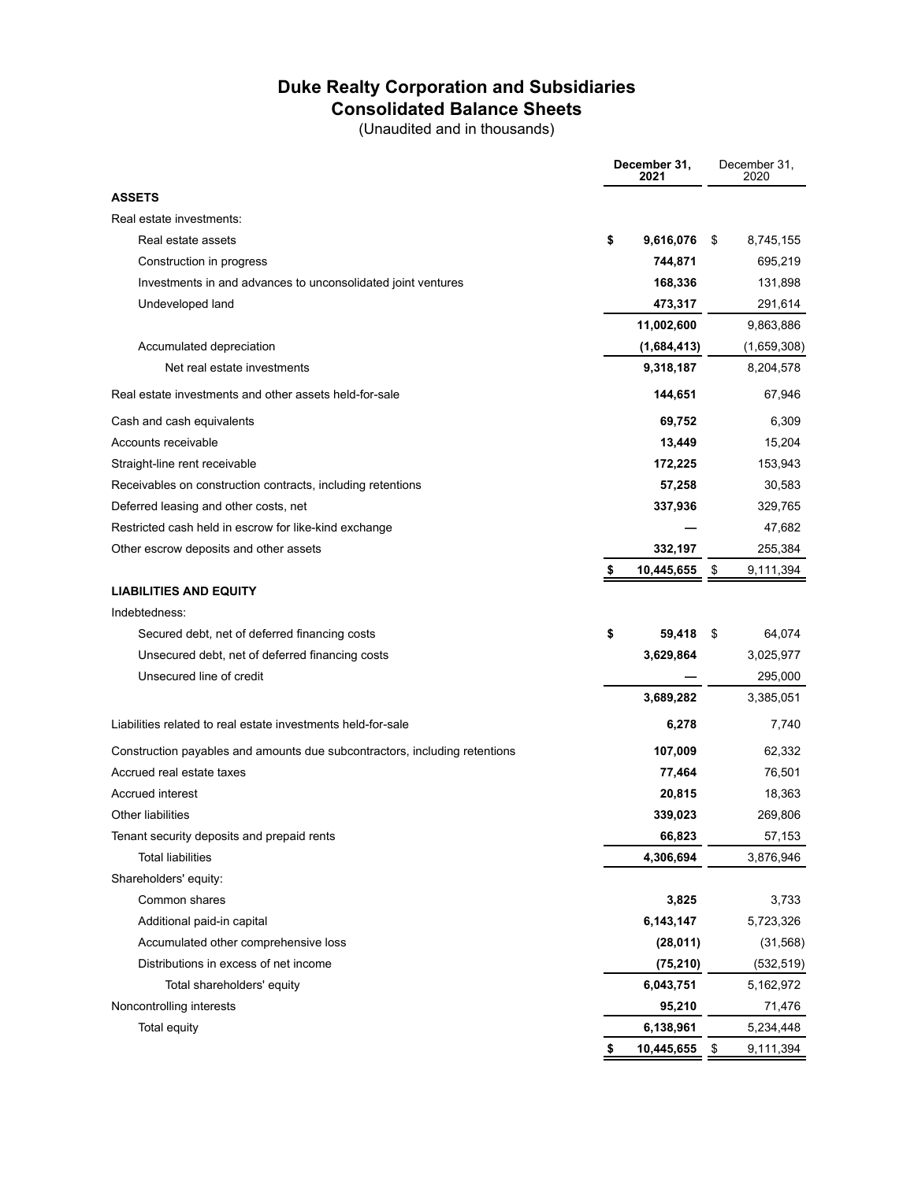# Duke Realty Corporation and Subsidiaries
## Consolidated Balance Sheets
(Unaudited and in thousands)

| | December 31, 2021 | December 31, 2020 |
|---|---|---|
| **ASSETS** | | |
| Real estate investments: | | |
| Real estate assets | $ 9,616,076 | $ 8,745,155 |
| Construction in progress | 744,871 | 695,219 |
| Investments in and advances to unconsolidated joint ventures | 168,336 | 131,898 |
| Undeveloped land | 473,317 | 291,614 |
| | 11,002,600 | 9,863,886 |
| Accumulated depreciation | (1,684,413) | (1,659,308) |
| Net real estate investments | 9,318,187 | 8,204,578 |
| Real estate investments and other assets held-for-sale | 144,651 | 67,946 |
| Cash and cash equivalents | 69,752 | 6,309 |
| Accounts receivable | 13,449 | 15,204 |
| Straight-line rent receivable | 172,225 | 153,943 |
| Receivables on construction contracts, including retentions | 57,258 | 30,583 |
| Deferred leasing and other costs, net | 337,936 | 329,765 |
| Restricted cash held in escrow for like-kind exchange | — | 47,682 |
| Other escrow deposits and other assets | 332,197 | 255,384 |
| | $ 10,445,655 | $ 9,111,394 |
| **LIABILITIES AND EQUITY** | | |
| Indebtedness: | | |
| Secured debt, net of deferred financing costs | $ 59,418 | $ 64,074 |
| Unsecured debt, net of deferred financing costs | 3,629,864 | 3,025,977 |
| Unsecured line of credit | — | 295,000 |
| | 3,689,282 | 3,385,051 |
| Liabilities related to real estate investments held-for-sale | 6,278 | 7,740 |
| Construction payables and amounts due subcontractors, including retentions | 107,009 | 62,332 |
| Accrued real estate taxes | 77,464 | 76,501 |
| Accrued interest | 20,815 | 18,363 |
| Other liabilities | 339,023 | 269,806 |
| Tenant security deposits and prepaid rents | 66,823 | 57,153 |
| Total liabilities | 4,306,694 | 3,876,946 |
| Shareholders' equity: | | |
| Common shares | 3,825 | 3,733 |
| Additional paid-in capital | 6,143,147 | 5,723,326 |
| Accumulated other comprehensive loss | (28,011) | (31,568) |
| Distributions in excess of net income | (75,210) | (532,519) |
| Total shareholders' equity | 6,043,751 | 5,162,972 |
| Noncontrolling interests | 95,210 | 71,476 |
| Total equity | 6,138,961 | 5,234,448 |
| | $ 10,445,655 | $ 9,111,394 |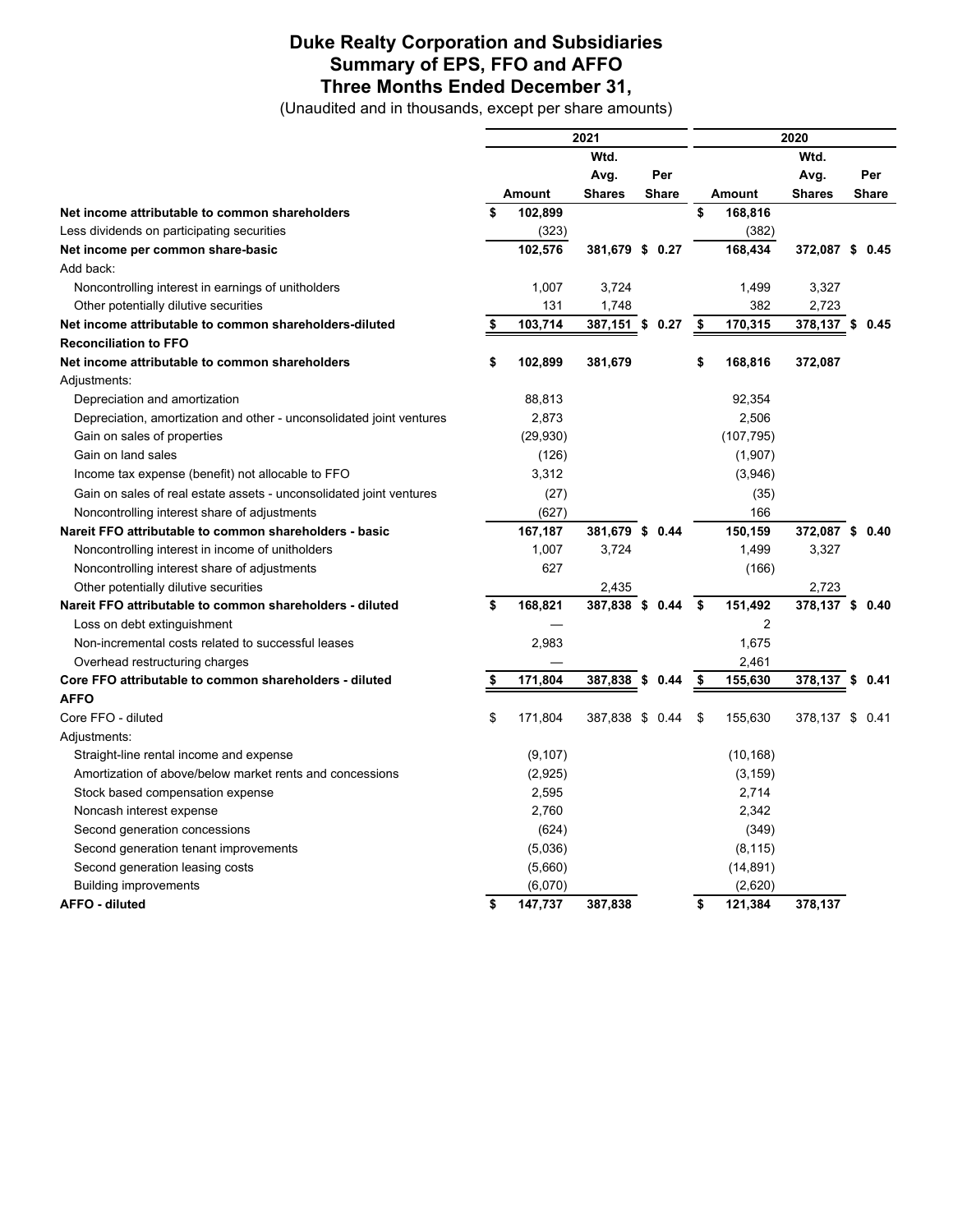# Duke Realty Corporation and Subsidiaries
# Summary of EPS, FFO and AFFO
# Three Months Ended December 31,

(Unaudited and in thousands, except per share amounts)

| | 2021 | | | 2020 | | |
|---|---|---|---|---|---|---|
| | Amount | Wtd. Avg. Shares | Per Share | Amount | Wtd. Avg. Shares | Per Share |
| **Net income attributable to common shareholders** | **$ 102,899** | | | **$ 168,816** | | |
| Less dividends on participating securities | (323) | | | (382) | | |
| **Net income per common share-basic** | **102,576** | **381,679** | **$ 0.27** | **168,434** | **372,087** | **$ 0.45** |
| Add back: | | | | | | |
| Noncontrolling interest in earnings of unitholders | 1,007 | 3,724 | | 1,499 | 3,327 | |
| Other potentially dilutive securities | 131 | 1,748 | | 382 | 2,723 | |
| **Net income attributable to common shareholders-diluted** | **$ 103,714** | **387,151** | **$ 0.27** | **$ 170,315** | **378,137** | **$ 0.45** |
| **Reconciliation to FFO** | | | | | | |
| **Net income attributable to common shareholders** | **$ 102,899** | **381,679** | | **$ 168,816** | **372,087** | |
| Adjustments: | | | | | | |
| Depreciation and amortization | 88,813 | | | 92,354 | | |
| Depreciation, amortization and other - unconsolidated joint ventures | 2,873 | | | 2,506 | | |
| Gain on sales of properties | (29,930) | | | (107,795) | | |
| Gain on land sales | (126) | | | (1,907) | | |
| Income tax expense (benefit) not allocable to FFO | 3,312 | | | (3,946) | | |
| Gain on sales of real estate assets - unconsolidated joint ventures | (27) | | | (35) | | |
| Noncontrolling interest share of adjustments | (627) | | | 166 | | |
| **Nareit FFO attributable to common shareholders - basic** | **167,187** | **381,679** | **$ 0.44** | **150,159** | **372,087** | **$ 0.40** |
| Noncontrolling interest in income of unitholders | 1,007 | 3,724 | | 1,499 | 3,327 | |
| Noncontrolling interest share of adjustments | 627 | | | (166) | | |
| Other potentially dilutive securities | | 2,435 | | | 2,723 | |
| **Nareit FFO attributable to common shareholders - diluted** | **$ 168,821** | **387,838** | **$ 0.44** | **$ 151,492** | **378,137** | **$ 0.40** |
| Loss on debt extinguishment | — | | | 2 | | |
| Non-incremental costs related to successful leases | 2,983 | | | 1,675 | | |
| Overhead restructuring charges | — | | | 2,461 | | |
| **Core FFO attributable to common shareholders - diluted** | **$ 171,804** | **387,838** | **$ 0.44** | **$ 155,630** | **378,137** | **$ 0.41** |
| **AFFO** | | | | | | |
| Core FFO - diluted | $ 171,804 | 387,838 | $ 0.44 | $ 155,630 | 378,137 | $ 0.41 |
| Adjustments: | | | | | | |
| Straight-line rental income and expense | (9,107) | | | (10,168) | | |
| Amortization of above/below market rents and concessions | (2,925) | | | (3,159) | | |
| Stock based compensation expense | 2,595 | | | 2,714 | | |
| Noncash interest expense | 2,760 | | | 2,342 | | |
| Second generation concessions | (624) | | | (349) | | |
| Second generation tenant improvements | (5,036) | | | (8,115) | | |
| Second generation leasing costs | (5,660) | | | (14,891) | | |
| Building improvements | (6,070) | | | (2,620) | | |
| **AFFO - diluted** | **$ 147,737** | **387,838** | | **$ 121,384** | **378,137** | |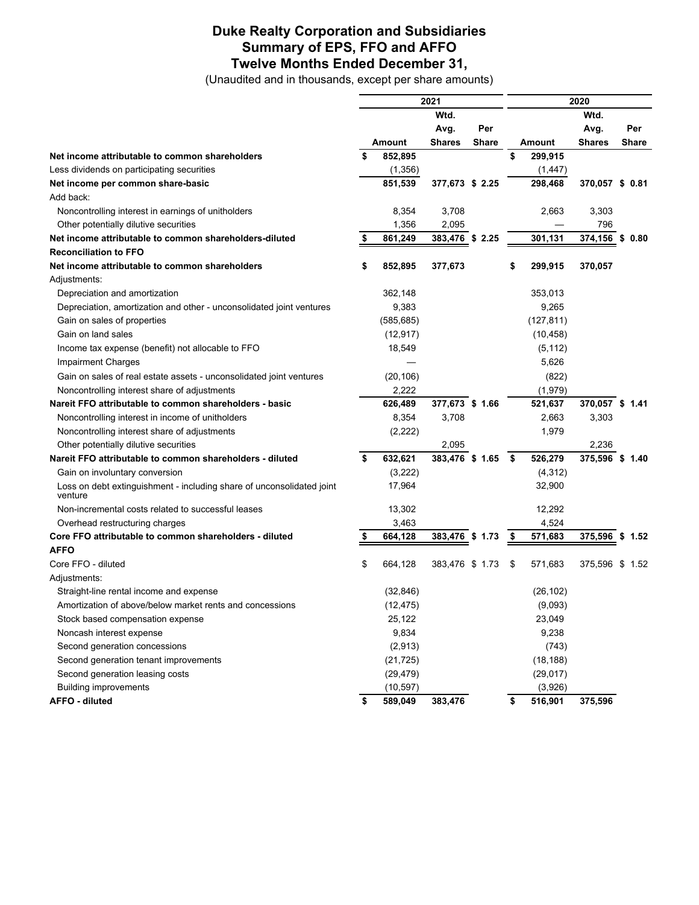# Duke Realty Corporation and Subsidiaries
## Summary of EPS, FFO and AFFO
## Twelve Months Ended December 31,

(Unaudited and in thousands, except per share amounts)

| | 2021 | | | 2020 | | |
|---|---|---|---|---|---|---|
| | Amount | Wtd. Avg. Shares | Per Share | Amount | Wtd. Avg. Shares | Per Share |
| **Net income attributable to common shareholders** | **$ 852,895** | | | **$ 299,915** | | |
| Less dividends on participating securities | (1,356) | | | (1,447) | | |
| **Net income per common share-basic** | **851,539** | **377,673** | **$ 2.25** | **298,468** | **370,057** | **$ 0.81** |
| Add back: | | | | | | |
| Noncontrolling interest in earnings of unitholders | 8,354 | 3,708 | | 2,663 | 3,303 | |
| Other potentially dilutive securities | 1,356 | 2,095 | | — | 796 | |
| **Net income attributable to common shareholders-diluted** | **$ 861,249** | **383,476** | **$ 2.25** | **301,131** | **374,156** | **$ 0.80** |
| **Reconciliation to FFO** | | | | | | |
| **Net income attributable to common shareholders** | **$ 852,895** | **377,673** | | **$ 299,915** | **370,057** | |
| Adjustments: | | | | | | |
| Depreciation and amortization | 362,148 | | | 353,013 | | |
| Depreciation, amortization and other - unconsolidated joint ventures | 9,383 | | | 9,265 | | |
| Gain on sales of properties | (585,685) | | | (127,811) | | |
| Gain on land sales | (12,917) | | | (10,458) | | |
| Income tax expense (benefit) not allocable to FFO | 18,549 | | | (5,112) | | |
| Impairment Charges | — | | | 5,626 | | |
| Gain on sales of real estate assets - unconsolidated joint ventures | (20,106) | | | (822) | | |
| Noncontrolling interest share of adjustments | 2,222 | | | (1,979) | | |
| **Nareit FFO attributable to common shareholders - basic** | **626,489** | **377,673** | **$ 1.66** | **521,637** | **370,057** | **$ 1.41** |
| Noncontrolling interest in income of unitholders | 8,354 | 3,708 | | 2,663 | 3,303 | |
| Noncontrolling interest share of adjustments | (2,222) | | | 1,979 | | |
| Other potentially dilutive securities | | 2,095 | | | 2,236 | |
| **Nareit FFO attributable to common shareholders - diluted** | **$ 632,621** | **383,476** | **$ 1.65** | **$ 526,279** | **375,596** | **$ 1.40** |
| Gain on involuntary conversion | (3,222) | | | (4,312) | | |
| Loss on debt extinguishment - including share of unconsolidated joint venture | 17,964 | | | 32,900 | | |
| Non-incremental costs related to successful leases | 13,302 | | | 12,292 | | |
| Overhead restructuring charges | 3,463 | | | 4,524 | | |
| **Core FFO attributable to common shareholders - diluted** | **$ 664,128** | **383,476** | **$ 1.73** | **$ 571,683** | **375,596** | **$ 1.52** |
| **AFFO** | | | | | | |
| Core FFO - diluted | $ 664,128 | 383,476 | $ 1.73 | $ 571,683 | 375,596 | $ 1.52 |
| Adjustments: | | | | | | |
| Straight-line rental income and expense | (32,846) | | | (26,102) | | |
| Amortization of above/below market rents and concessions | (12,475) | | | (9,093) | | |
| Stock based compensation expense | 25,122 | | | 23,049 | | |
| Noncash interest expense | 9,834 | | | 9,238 | | |
| Second generation concessions | (2,913) | | | (743) | | |
| Second generation tenant improvements | (21,725) | | | (18,188) | | |
| Second generation leasing costs | (29,479) | | | (29,017) | | |
| Building improvements | (10,597) | | | (3,926) | | |
| **AFFO - diluted** | **$ 589,049** | **383,476** | | **$ 516,901** | **375,596** | |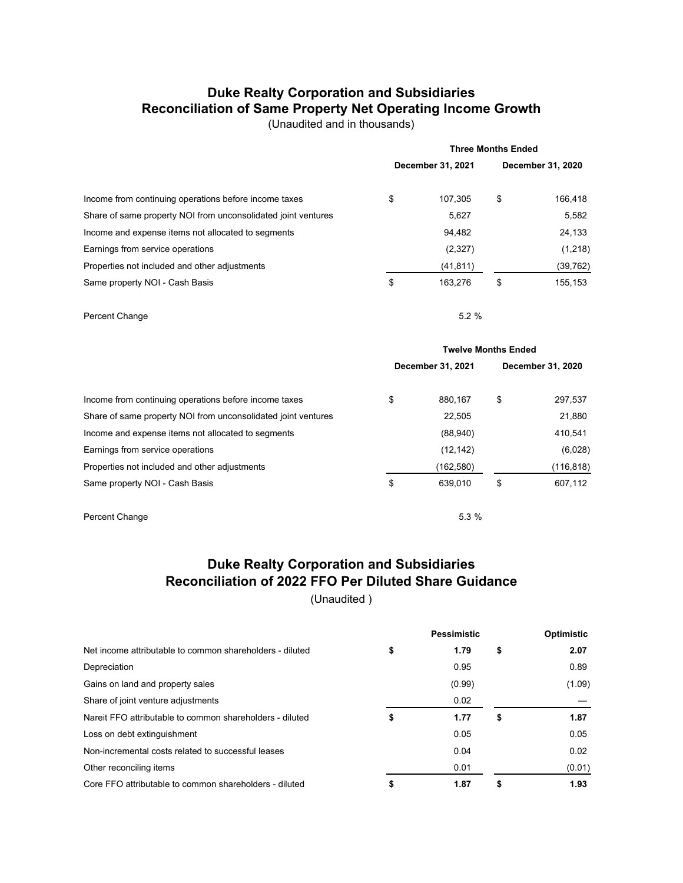# Duke Realty Corporation and Subsidiaries
## Reconciliation of Same Property Net Operating Income Growth
(Unaudited and in thousands)

| | Three Months Ended | |
|---|---|---|
| | December 31, 2021 | December 31, 2020 |
| Income from continuing operations before income taxes | $ 107,305 | $ 166,418 |
| Share of same property NOI from unconsolidated joint ventures | 5,627 | 5,582 |
| Income and expense items not allocated to segments | 94,482 | 24,133 |
| Earnings from service operations | (2,327) | (1,218) |
| Properties not included and other adjustments | (41,811) | (39,762) |
| Same property NOI - Cash Basis | $ 163,276 | $ 155,153 |
| | | |
| Percent Change | 5.2 % | |

| | Twelve Months Ended | |
|---|---|---|
| | December 31, 2021 | December 31, 2020 |
| Income from continuing operations before income taxes | $ 880,167 | $ 297,537 |
| Share of same property NOI from unconsolidated joint ventures | 22,505 | 21,880 |
| Income and expense items not allocated to segments | (88,940) | 410,541 |
| Earnings from service operations | (12,142) | (6,028) |
| Properties not included and other adjustments | (162,580) | (116,818) |
| Same property NOI - Cash Basis | $ 639,010 | $ 607,112 |
| | | |
| Percent Change | 5.3 % | |

# Duke Realty Corporation and Subsidiaries
## Reconciliation of 2022 FFO Per Diluted Share Guidance
(Unaudited )

| | Pessimistic | Optimistic |
|---|---|---|
| Net income attributable to common shareholders - diluted | **$ 1.79** | **$ 2.07** |
| Depreciation | 0.95 | 0.89 |
| Gains on land and property sales | (0.99) | (1.09) |
| Share of joint venture adjustments | 0.02 | — |
| Nareit FFO attributable to common shareholders - diluted | **$ 1.77** | **$ 1.87** |
| Loss on debt extinguishment | 0.05 | 0.05 |
| Non-incremental costs related to successful leases | 0.04 | 0.02 |
| Other reconciling items | 0.01 | (0.01) |
| Core FFO attributable to common shareholders - diluted | **$ 1.87** | **$ 1.93** |